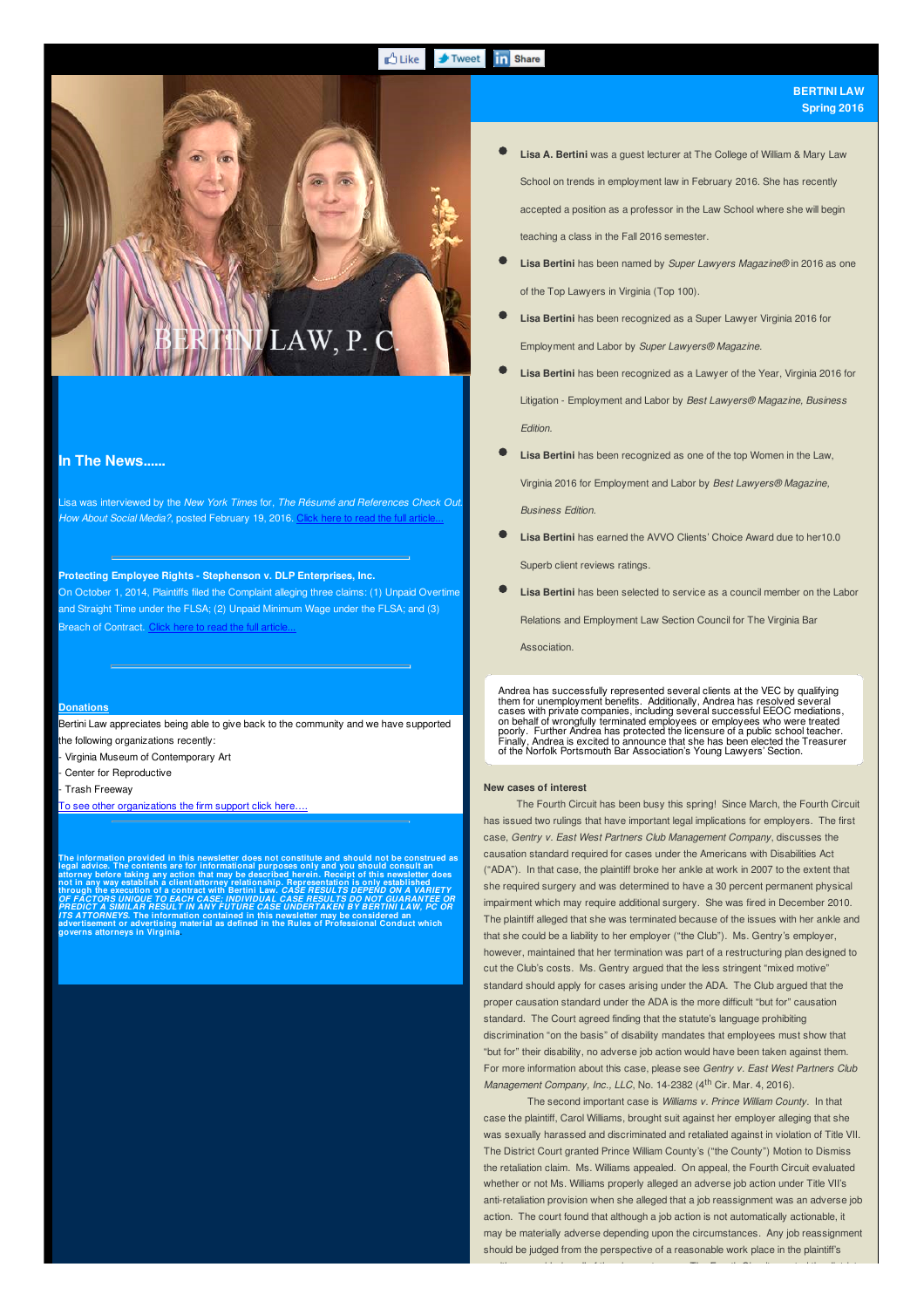Like Tweet Share

BERTINI LAW, P. C.

**BERTINI LAW**
**Spring 2016**

- **Lisa A. Bertini** was a guest lecturer at The College of William & Mary Law School on trends in employment law in February 2016. She has recently accepted a position as a professor in the Law School where she will begin teaching a class in the Fall 2016 semester.
- **Lisa Bertini** has been named by *Super Lawyers Magazine®* in 2016 as one of the Top Lawyers in Virginia (Top 100).
- **Lisa Bertini** has been recognized as a Super Lawyer Virginia 2016 for Employment and Labor by *Super Lawyers® Magazine.*
- **Lisa Bertini** has been recognized as a Lawyer of the Year, Virginia 2016 for Litigation - Employment and Labor by *Best Lawyers® Magazine, Business Edition.*
- **Lisa Bertini** has been recognized as one of the top Women in the Law, Virginia 2016 for Employment and Labor by *Best Lawyers® Magazine, Business Edition.*
- **Lisa Bertini** has earned the AVVO Clients' Choice Award due to her10.0 Superb client reviews ratings.
- **Lisa Bertini** has been selected to service as a council member on the Labor Relations and Employment Law Section Council for The Virginia Bar Association.

Andrea has successfully represented several clients at the VEC by qualifying them for unemployment benefits. Additionally, Andrea has resolved several cases with private companies, including several successful EEOC mediations, on behalf of wrongfully terminated employees or employees who were treated poorly. Further Andrea has protected the licensure of a public school teacher. Finally, Andrea is excited to announce that she has been elected the Treasurer of the Norfolk Portsmouth Bar Association's Young Lawyers' Section.

## In The News......

Lisa was interviewed by the *New York Times* for, *The Résumé and References Check Out. How About Social Media?*, posted February 19, 2016. Click here to read the full article...

**Protecting Employee Rights - Stephenson v. DLP Enterprises, Inc.**
On October 1, 2014, Plaintiffs filed the Complaint alleging three claims: (1) Unpaid Overtime and Straight Time under the FLSA; (2) Unpaid Minimum Wage under the FLSA; and (3) Breach of Contract. Click here to read the full article...

**Donations**

Bertini Law appreciates being able to give back to the community and we have supported the following organizations recently:
- Virginia Museum of Contemporary Art
- Center for Reproductive
- Trash Freeway

To see other organizations the firm support click here....

**The information provided in this newsletter does not constitute and should not be construed as legal advice. The contents are for informational purposes only and you should consult an attorney before taking any action that may be described herein. Receipt of this newsletter does not in any way establish a client/attorney relationship. Representation is only established through the execution of a contract with Bertini Law. *CASE RESULTS DEPEND ON A VARIETY OF FACTORS UNIQUE TO EACH CASE; INDIVIDUAL CASE RESULTS DO NOT GUARANTEE OR PREDICT A SIMILAR RESULT IN ANY FUTURE CASE UNDERTAKEN BY BERTINI LAW, PC OR ITS ATTORNEYS.* The information contained in this newsletter may be considered an advertisement or advertising material as defined in the Rules of Professional Conduct which governs attorneys in Virginia**

**New cases of interest**

The Fourth Circuit has been busy this spring! Since March, the Fourth Circuit has issued two rulings that have important legal implications for employers. The first case, *Gentry v. East West Partners Club Management Company*, discusses the causation standard required for cases under the Americans with Disabilities Act ("ADA"). In that case, the plaintiff broke her ankle at work in 2007 to the extent that she required surgery and was determined to have a 30 percent permanent physical impairment which may require additional surgery. She was fired in December 2010. The plaintiff alleged that she was terminated because of the issues with her ankle and that she could be a liability to her employer ("the Club"). Ms. Gentry's employer, however, maintained that her termination was part of a restructuring plan designed to cut the Club's costs. Ms. Gentry argued that the less stringent "mixed motive" standard should apply for cases arising under the ADA. The Club argued that the proper causation standard under the ADA is the more difficult "but for" causation standard. The Court agreed finding that the statute's language prohibiting discrimination "on the basis" of disability mandates that employees must show that "but for" their disability, no adverse job action would have been taken against them. For more information about this case, please see *Gentry v. East West Partners Club Management Company, Inc., LLC*, No. 14-2382 (4th Cir. Mar. 4, 2016).

The second important case is *Williams v. Prince William County.* In that case the plaintiff, Carol Williams, brought suit against her employer alleging that she was sexually harassed and discriminated and retaliated against in violation of Title VII. The District Court granted Prince William County's ("the County") Motion to Dismiss the retaliation claim. Ms. Williams appealed. On appeal, the Fourth Circuit evaluated whether or not Ms. Williams properly alleged an adverse job action under Title VII's anti-retaliation provision when she alleged that a job reassignment was an adverse job action. The court found that although a job action is not automatically actionable, it may be materially adverse depending upon the circumstances. Any job reassignment should be judged from the perspective of a reasonable work place in the plaintiff's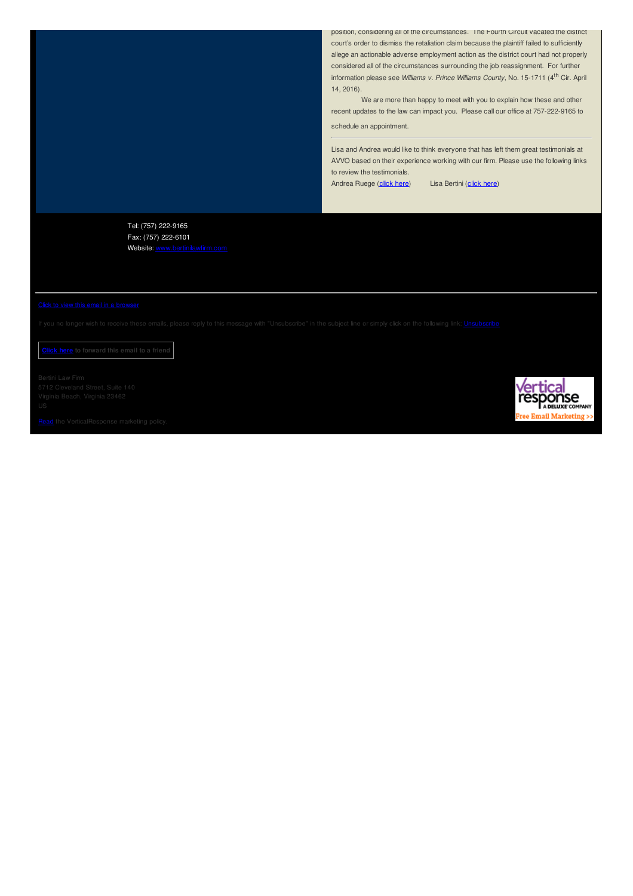position, considering all of the circumstances. The Fourth Circuit vacated the district court's order to dismiss the retaliation claim because the plaintiff failed to sufficiently allege an actionable adverse employment action as the district court had not properly considered all of the circumstances surrounding the job reassignment. For further information please see *Williams v. Prince Williams County*, No. 15-1711 (4th Cir. April 14, 2016).

We are more than happy to meet with you to explain how these and other recent updates to the law can impact you. Please call our office at 757-222-9165 to schedule an appointment.

---

Lisa and Andrea would like to think everyone that has left them great testimonials at AVVO based on their experience working with our firm. Please use the following links to review the testimonials.

Andrea Ruege (click here) Lisa Bertini (click here)

Tel: (757) 222-9165
Fax: (757) 222-6101
Website: www.bertinilawfirm.com

---

Click to view this email in a browser

If you no longer wish to receive these emails, please reply to this message with "Unsubscribe" in the subject line or simply click on the following link: Unsubscribe

Click here to forward this email to a friend

Bertini Law Firm
5712 Cleveland Street, Suite 140
Virginia Beach, Virginia 23462
US

Read the VerticalResponse marketing policy.

Vertical response
A DELUXE COMPANY
Free Email Marketing >>